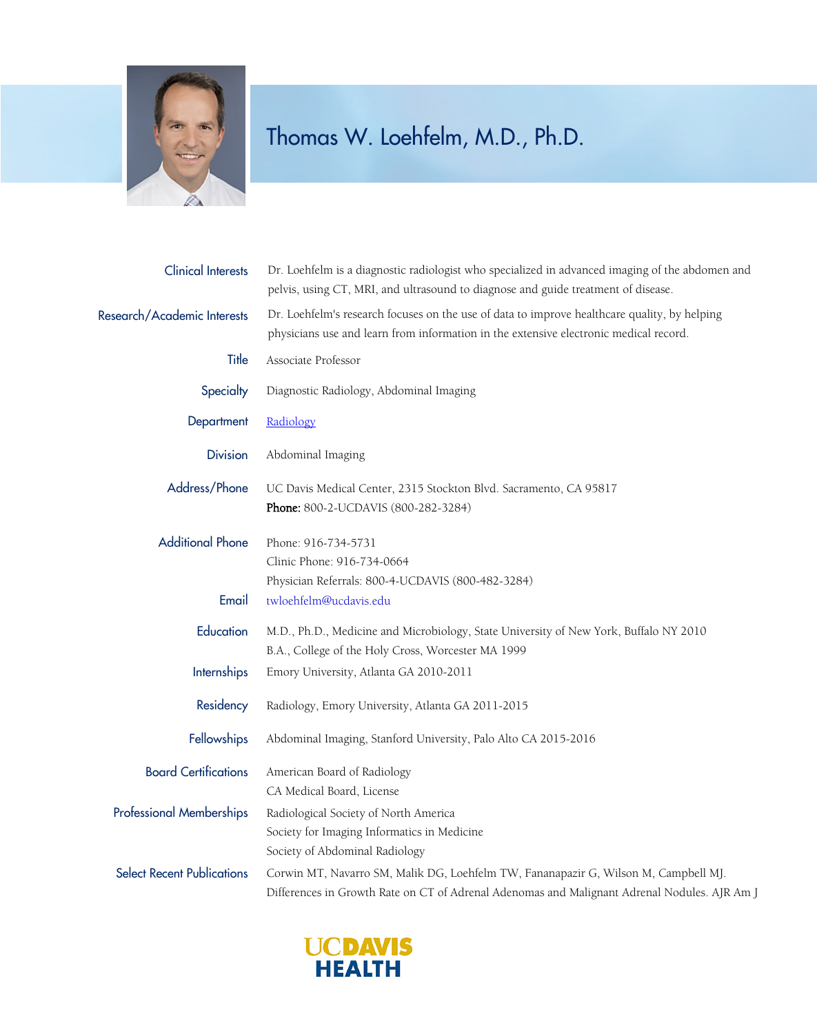# Thomas W. Loehfelm, M.D., Ph.D.

**Clinical Interests**
Dr. Loehfelm is a diagnostic radiologist who specialized in advanced imaging of the abdomen and pelvis, using CT, MRI, and ultrasound to diagnose and guide treatment of disease.

**Research/Academic Interests**
Dr. Loehfelm's research focuses on the use of data to improve healthcare quality, by helping physicians use and learn from information in the extensive electronic medical record.

**Title**
Associate Professor

**Specialty**
Diagnostic Radiology, Abdominal Imaging

**Department**
Radiology

**Division**
Abdominal Imaging

**Address/Phone**
UC Davis Medical Center, 2315 Stockton Blvd. Sacramento, CA 95817
**Phone:** 800-2-UCDAVIS (800-282-3284)

**Additional Phone**
Phone: 916-734-5731
Clinic Phone: 916-734-0664
Physician Referrals: 800-4-UCDAVIS (800-482-3284)

**Email**
twloehfelm@ucdavis.edu

**Education**
M.D., Ph.D., Medicine and Microbiology, State University of New York, Buffalo NY 2010
B.A., College of the Holy Cross, Worcester MA 1999

**Internships**
Emory University, Atlanta GA 2010-2011

**Residency**
Radiology, Emory University, Atlanta GA 2011-2015

**Fellowships**
Abdominal Imaging, Stanford University, Palo Alto CA 2015-2016

**Board Certifications**
American Board of Radiology
CA Medical Board, License

**Professional Memberships**
Radiological Society of North America
Society for Imaging Informatics in Medicine
Society of Abdominal Radiology

**Select Recent Publications**
Corwin MT, Navarro SM, Malik DG, Loehfelm TW, Fananapazir G, Wilson M, Campbell MJ. Differences in Growth Rate on CT of Adrenal Adenomas and Malignant Adrenal Nodules. AJR Am J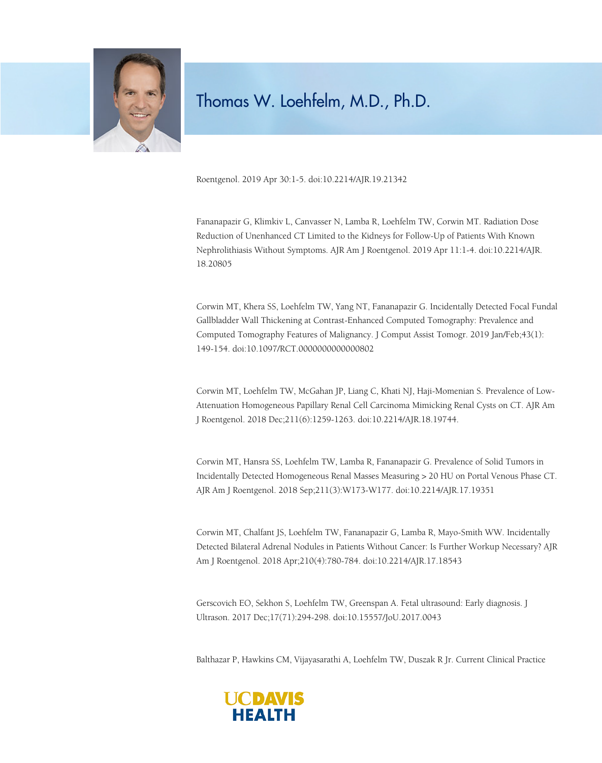Roentgenol. 2019 Apr 30:1-5. doi:10.2214/AJR.19.21342

Fananapazir G, Klimkiv L, Canvasser N, Lamba R, Loehfelm TW, Corwin MT. Radiation Dose Reduction of Unenhanced CT Limited to the Kidneys for Follow-Up of Patients With Known Nephrolithiasis Without Symptoms. AJR Am J Roentgenol. 2019 Apr 11:1-4. doi:10.2214/AJR.18.20805

Corwin MT, Khera SS, Loehfelm TW, Yang NT, Fananapazir G. Incidentally Detected Focal Fundal Gallbladder Wall Thickening at Contrast-Enhanced Computed Tomography: Prevalence and Computed Tomography Features of Malignancy. J Comput Assist Tomogr. 2019 Jan/Feb;43(1): 149-154. doi:10.1097/RCT.0000000000000802

Corwin MT, Loehfelm TW, McGahan JP, Liang C, Khati NJ, Haji-Momenian S. Prevalence of Low-Attenuation Homogeneous Papillary Renal Cell Carcinoma Mimicking Renal Cysts on CT. AJR Am J Roentgenol. 2018 Dec;211(6):1259-1263. doi:10.2214/AJR.18.19744.

Corwin MT, Hansra SS, Loehfelm TW, Lamba R, Fananapazir G. Prevalence of Solid Tumors in Incidentally Detected Homogeneous Renal Masses Measuring > 20 HU on Portal Venous Phase CT. AJR Am J Roentgenol. 2018 Sep;211(3):W173-W177. doi:10.2214/AJR.17.19351

Corwin MT, Chalfant JS, Loehfelm TW, Fananapazir G, Lamba R, Mayo-Smith WW. Incidentally Detected Bilateral Adrenal Nodules in Patients Without Cancer: Is Further Workup Necessary? AJR Am J Roentgenol. 2018 Apr;210(4):780-784. doi:10.2214/AJR.17.18543

Gerscovich EO, Sekhon S, Loehfelm TW, Greenspan A. Fetal ultrasound: Early diagnosis. J Ultrason. 2017 Dec;17(71):294-298. doi:10.15557/JoU.2017.0043

Balthazar P, Hawkins CM, Vijayasarathi A, Loehfelm TW, Duszak R Jr. Current Clinical Practice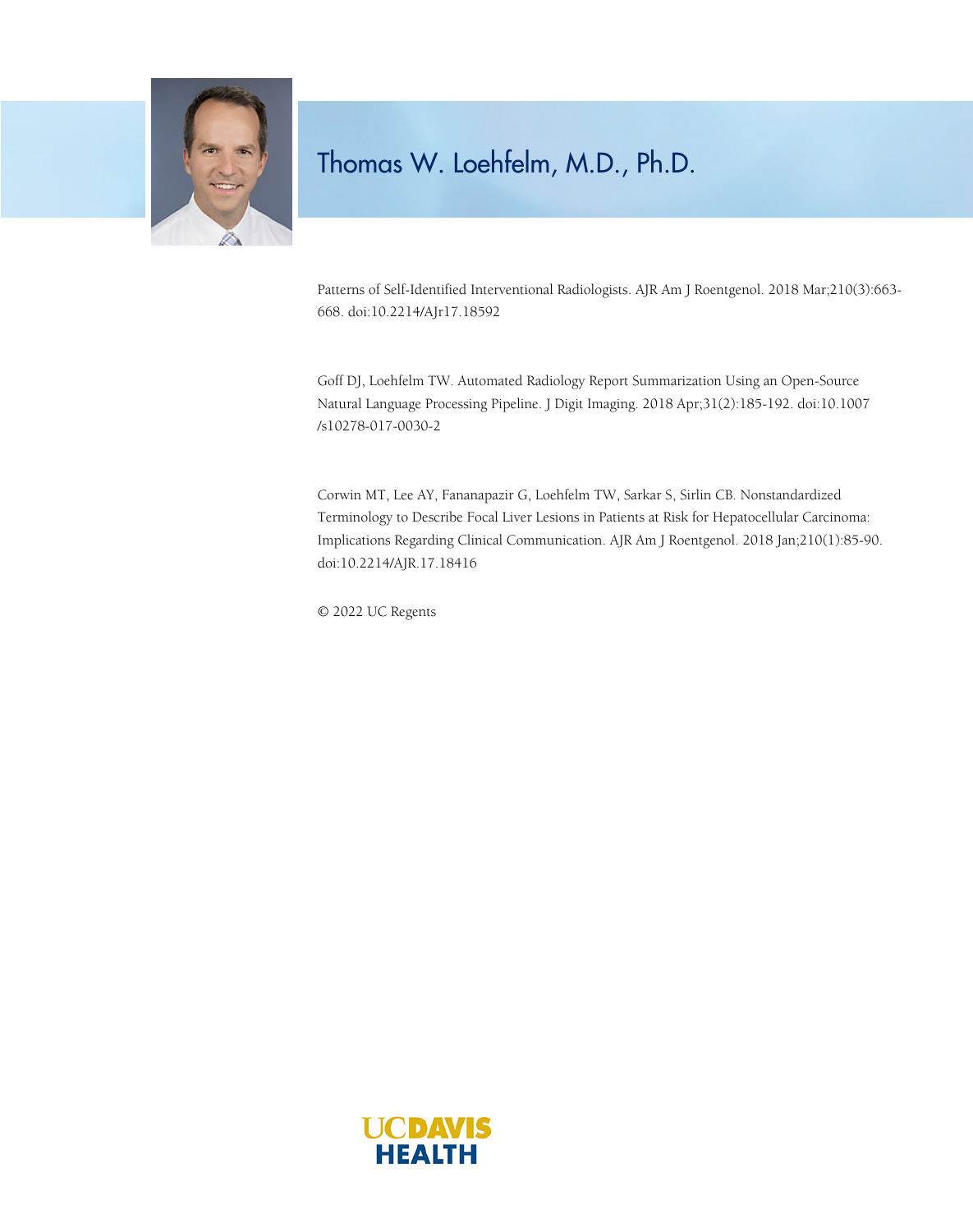# Thomas W. Loehfelm, M.D., Ph.D.

Patterns of Self-Identified Interventional Radiologists. AJR Am J Roentgenol. 2018 Mar;210(3):663-668. doi:10.2214/AJr17.18592

Goff DJ, Loehfelm TW. Automated Radiology Report Summarization Using an Open-Source Natural Language Processing Pipeline. J Digit Imaging. 2018 Apr;31(2):185-192. doi:10.1007/s10278-017-0030-2

Corwin MT, Lee AY, Fananapazir G, Loehfelm TW, Sarkar S, Sirlin CB. Nonstandardized Terminology to Describe Focal Liver Lesions in Patients at Risk for Hepatocellular Carcinoma: Implications Regarding Clinical Communication. AJR Am J Roentgenol. 2018 Jan;210(1):85-90. doi:10.2214/AJR.17.18416

© 2022 UC Regents

UC DAVIS HEALTH